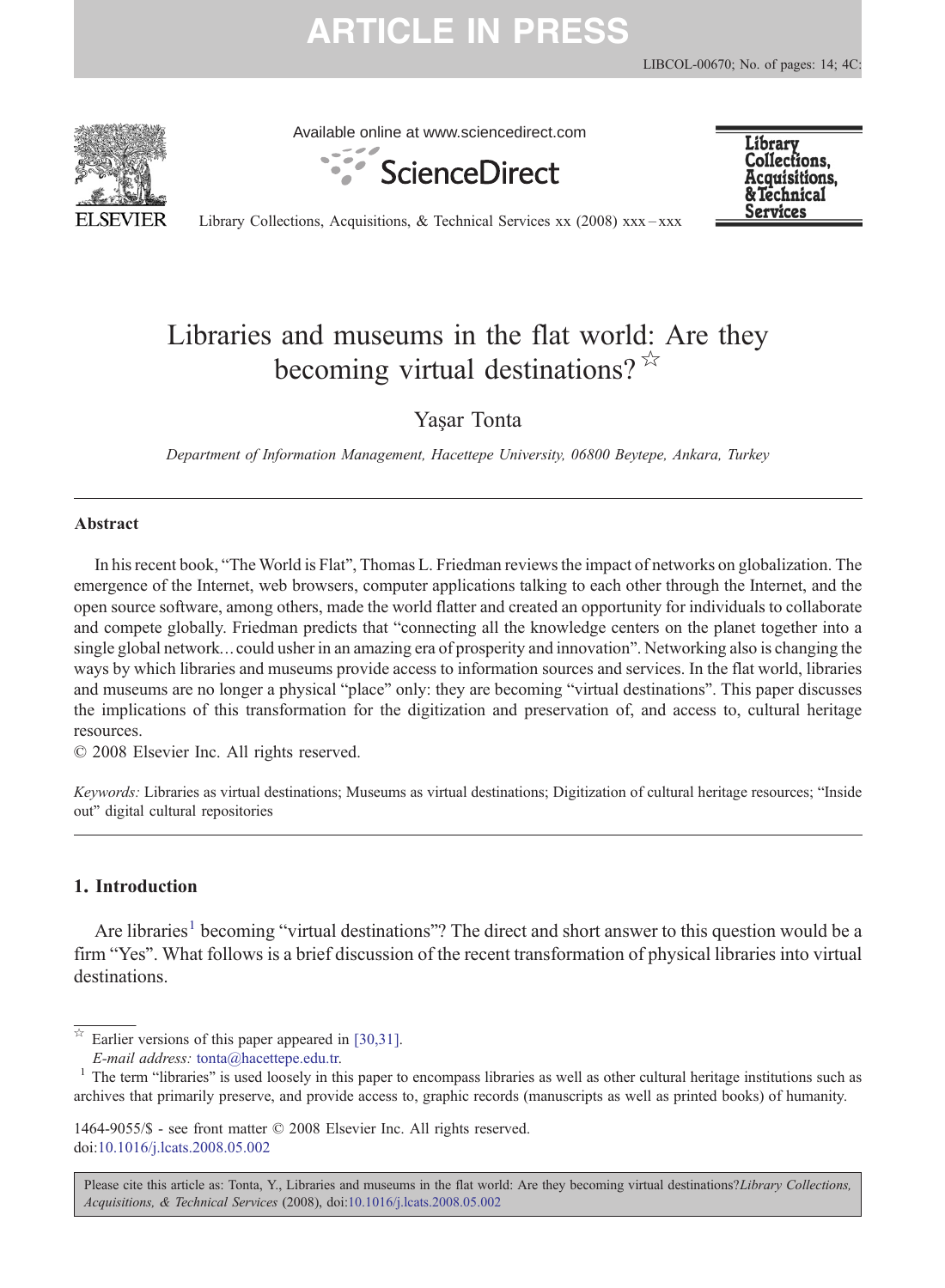# Libraries and museums in the flat world: Are they becoming virtual destinations? ☆

Yaşar Tonta

*Department of Information Management, Hacettepe University, 06800 Beytepe, Ankara, Turkey*

## Abstract

In his recent book, "The World is Flat", Thomas L. Friedman reviews the impact of networks on globalization. The emergence of the Internet, web browsers, computer applications talking to each other through the Internet, and the open source software, among others, made the world flatter and created an opportunity for individuals to collaborate and compete globally. Friedman predicts that "connecting all the knowledge centers on the planet together into a single global network…could usher in an amazing era of prosperity and innovation". Networking also is changing the ways by which libraries and museums provide access to information sources and services. In the flat world, libraries and museums are no longer a physical "place" only: they are becoming "virtual destinations". This paper discusses the implications of this transformation for the digitization and preservation of, and access to, cultural heritage resources.

© 2008 Elsevier Inc. All rights reserved.

*Keywords:* Libraries as virtual destinations; Museums as virtual destinations; Digitization of cultural heritage resources; "Inside out" digital cultural repositories

## 1. Introduction

Are libraries[1] becoming "virtual destinations"? The direct and short answer to this question would be a firm "Yes". What follows is a brief discussion of the recent transformation of physical libraries into virtual destinations.

☆ Earlier versions of this paper appeared in [30,31].

*E-mail address:* tonta@hacettepe.edu.tr.

[1] The term "libraries" is used loosely in this paper to encompass libraries as well as other cultural heritage institutions such as archives that primarily preserve, and provide access to, graphic records (manuscripts as well as printed books) of humanity.

1464-9055/$ - see front matter © 2008 Elsevier Inc. All rights reserved.
doi:10.1016/j.lcats.2008.05.002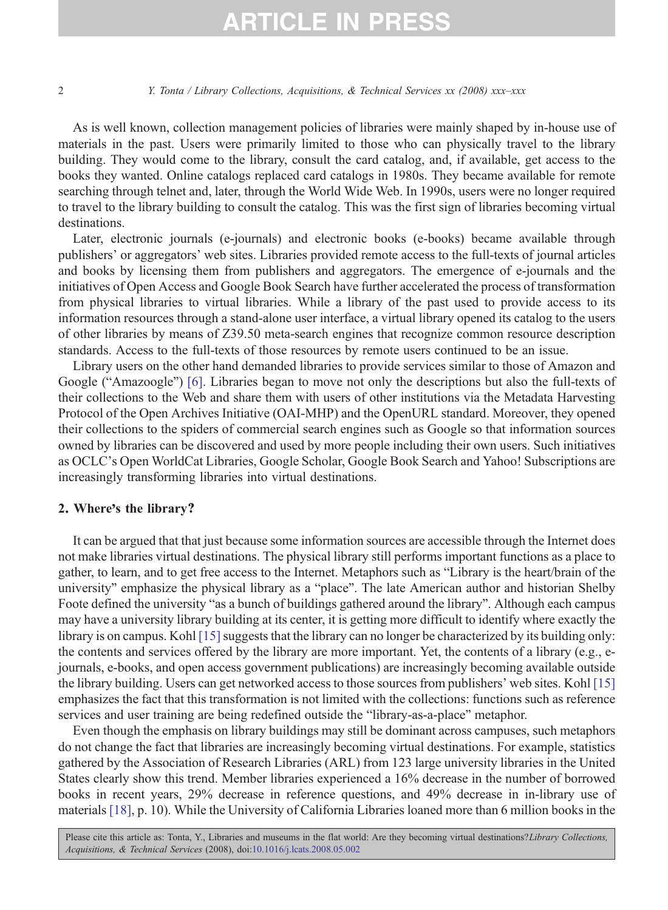As is well known, collection management policies of libraries were mainly shaped by in-house use of materials in the past. Users were primarily limited to those who can physically travel to the library building. They would come to the library, consult the card catalog, and, if available, get access to the books they wanted. Online catalogs replaced card catalogs in 1980s. They became available for remote searching through telnet and, later, through the World Wide Web. In 1990s, users were no longer required to travel to the library building to consult the catalog. This was the first sign of libraries becoming virtual destinations.

Later, electronic journals (e-journals) and electronic books (e-books) became available through publishers' or aggregators' web sites. Libraries provided remote access to the full-texts of journal articles and books by licensing them from publishers and aggregators. The emergence of e-journals and the initiatives of Open Access and Google Book Search have further accelerated the process of transformation from physical libraries to virtual libraries. While a library of the past used to provide access to its information resources through a stand-alone user interface, a virtual library opened its catalog to the users of other libraries by means of Z39.50 meta-search engines that recognize common resource description standards. Access to the full-texts of those resources by remote users continued to be an issue.

Library users on the other hand demanded libraries to provide services similar to those of Amazon and Google ("Amazoogle") [6]. Libraries began to move not only the descriptions but also the full-texts of their collections to the Web and share them with users of other institutions via the Metadata Harvesting Protocol of the Open Archives Initiative (OAI-MHP) and the OpenURL standard. Moreover, they opened their collections to the spiders of commercial search engines such as Google so that information sources owned by libraries can be discovered and used by more people including their own users. Such initiatives as OCLC's Open WorldCat Libraries, Google Scholar, Google Book Search and Yahoo! Subscriptions are increasingly transforming libraries into virtual destinations.

## 2. Where's the library?

It can be argued that that just because some information sources are accessible through the Internet does not make libraries virtual destinations. The physical library still performs important functions as a place to gather, to learn, and to get free access to the Internet. Metaphors such as "Library is the heart/brain of the university" emphasize the physical library as a "place". The late American author and historian Shelby Foote defined the university "as a bunch of buildings gathered around the library". Although each campus may have a university library building at its center, it is getting more difficult to identify where exactly the library is on campus. Kohl [15] suggests that the library can no longer be characterized by its building only: the contents and services offered by the library are more important. Yet, the contents of a library (e.g., e-journals, e-books, and open access government publications) are increasingly becoming available outside the library building. Users can get networked access to those sources from publishers' web sites. Kohl [15] emphasizes the fact that this transformation is not limited with the collections: functions such as reference services and user training are being redefined outside the "library-as-a-place" metaphor.

Even though the emphasis on library buildings may still be dominant across campuses, such metaphors do not change the fact that libraries are increasingly becoming virtual destinations. For example, statistics gathered by the Association of Research Libraries (ARL) from 123 large university libraries in the United States clearly show this trend. Member libraries experienced a 16% decrease in the number of borrowed books in recent years, 29% decrease in reference questions, and 49% decrease in in-library use of materials [18], p. 10). While the University of California Libraries loaned more than 6 million books in the

Please cite this article as: Tonta, Y., Libraries and museums in the flat world: Are they becoming virtual destinations? *Library Collections, Acquisitions, & Technical Services* (2008), doi:10.1016/j.lcats.2008.05.002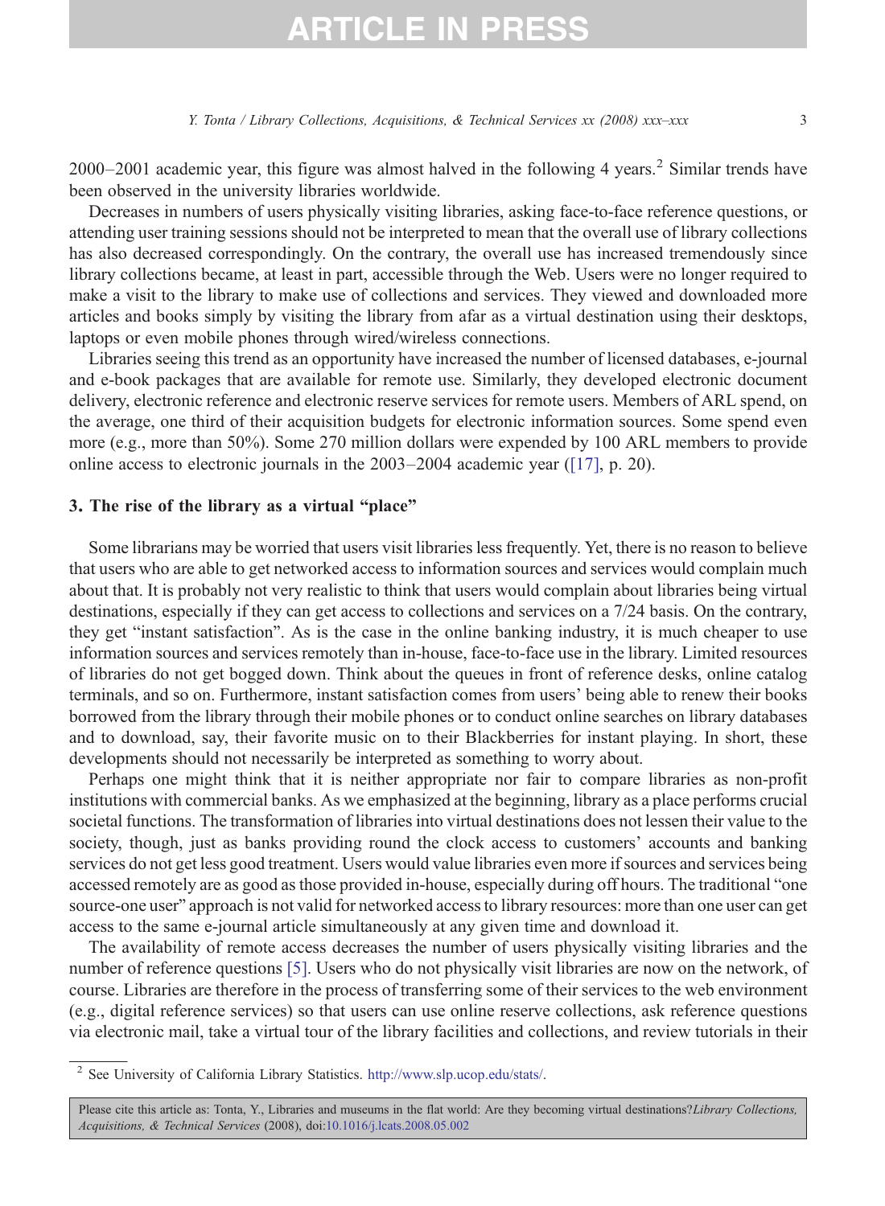2000–2001 academic year, this figure was almost halved in the following 4 years.[2] Similar trends have been observed in the university libraries worldwide.

Decreases in numbers of users physically visiting libraries, asking face-to-face reference questions, or attending user training sessions should not be interpreted to mean that the overall use of library collections has also decreased correspondingly. On the contrary, the overall use has increased tremendously since library collections became, at least in part, accessible through the Web. Users were no longer required to make a visit to the library to make use of collections and services. They viewed and downloaded more articles and books simply by visiting the library from afar as a virtual destination using their desktops, laptops or even mobile phones through wired/wireless connections.

Libraries seeing this trend as an opportunity have increased the number of licensed databases, e-journal and e-book packages that are available for remote use. Similarly, they developed electronic document delivery, electronic reference and electronic reserve services for remote users. Members of ARL spend, on the average, one third of their acquisition budgets for electronic information sources. Some spend even more (e.g., more than 50%). Some 270 million dollars were expended by 100 ARL members to provide online access to electronic journals in the 2003–2004 academic year ([17], p. 20).

## 3. The rise of the library as a virtual "place"

Some librarians may be worried that users visit libraries less frequently. Yet, there is no reason to believe that users who are able to get networked access to information sources and services would complain much about that. It is probably not very realistic to think that users would complain about libraries being virtual destinations, especially if they can get access to collections and services on a 7/24 basis. On the contrary, they get "instant satisfaction". As is the case in the online banking industry, it is much cheaper to use information sources and services remotely than in-house, face-to-face use in the library. Limited resources of libraries do not get bogged down. Think about the queues in front of reference desks, online catalog terminals, and so on. Furthermore, instant satisfaction comes from users' being able to renew their books borrowed from the library through their mobile phones or to conduct online searches on library databases and to download, say, their favorite music on to their Blackberries for instant playing. In short, these developments should not necessarily be interpreted as something to worry about.

Perhaps one might think that it is neither appropriate nor fair to compare libraries as non-profit institutions with commercial banks. As we emphasized at the beginning, library as a place performs crucial societal functions. The transformation of libraries into virtual destinations does not lessen their value to the society, though, just as banks providing round the clock access to customers' accounts and banking services do not get less good treatment. Users would value libraries even more if sources and services being accessed remotely are as good as those provided in-house, especially during off hours. The traditional "one source-one user" approach is not valid for networked access to library resources: more than one user can get access to the same e-journal article simultaneously at any given time and download it.

The availability of remote access decreases the number of users physically visiting libraries and the number of reference questions [5]. Users who do not physically visit libraries are now on the network, of course. Libraries are therefore in the process of transferring some of their services to the web environment (e.g., digital reference services) so that users can use online reserve collections, ask reference questions via electronic mail, take a virtual tour of the library facilities and collections, and review tutorials in their

---

[2] See University of California Library Statistics. http://www.slp.ucop.edu/stats/.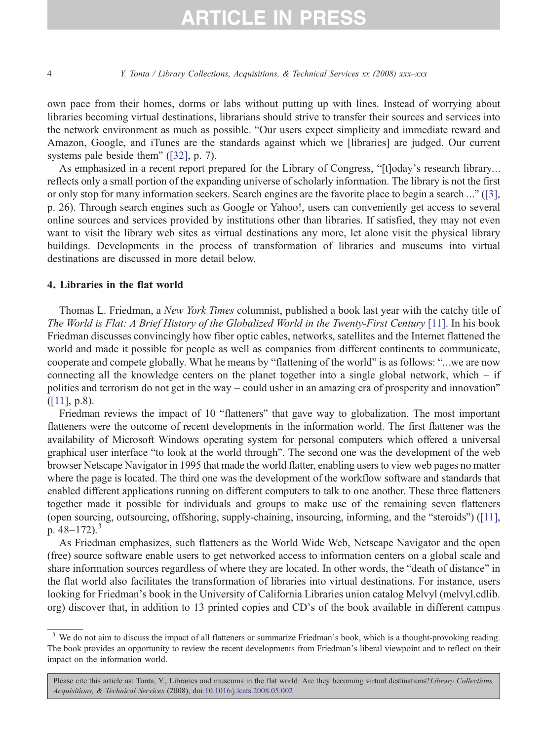own pace from their homes, dorms or labs without putting up with lines. Instead of worrying about libraries becoming virtual destinations, librarians should strive to transfer their sources and services into the network environment as much as possible. "Our users expect simplicity and immediate reward and Amazon, Google, and iTunes are the standards against which we [libraries] are judged. Our current systems pale beside them" ([32], p. 7).

As emphasized in a recent report prepared for the Library of Congress, "[t]oday's research library… reflects only a small portion of the expanding universe of scholarly information. The library is not the first or only stop for many information seekers. Search engines are the favorite place to begin a search …" ([3], p. 26). Through search engines such as Google or Yahoo!, users can conveniently get access to several online sources and services provided by institutions other than libraries. If satisfied, they may not even want to visit the library web sites as virtual destinations any more, let alone visit the physical library buildings. Developments in the process of transformation of libraries and museums into virtual destinations are discussed in more detail below.

## 4. Libraries in the flat world

Thomas L. Friedman, a *New York Times* columnist, published a book last year with the catchy title of *The World is Flat: A Brief History of the Globalized World in the Twenty-First Century* [11]. In his book Friedman discusses convincingly how fiber optic cables, networks, satellites and the Internet flattened the world and made it possible for people as well as companies from different continents to communicate, cooperate and compete globally. What he means by "flattening of the world" is as follows: "…we are now connecting all the knowledge centers on the planet together into a single global network, which – if politics and terrorism do not get in the way – could usher in an amazing era of prosperity and innovation" ([11], p.8).

Friedman reviews the impact of 10 "flatteners" that gave way to globalization. The most important flatteners were the outcome of recent developments in the information world. The first flattener was the availability of Microsoft Windows operating system for personal computers which offered a universal graphical user interface "to look at the world through". The second one was the development of the web browser Netscape Navigator in 1995 that made the world flatter, enabling users to view web pages no matter where the page is located. The third one was the development of the workflow software and standards that enabled different applications running on different computers to talk to one another. These three flatteners together made it possible for individuals and groups to make use of the remaining seven flatteners (open sourcing, outsourcing, offshoring, supply-chaining, insourcing, informing, and the "steroids") ([11], p. 48–172).[3]

As Friedman emphasizes, such flatteners as the World Wide Web, Netscape Navigator and the open (free) source software enable users to get networked access to information centers on a global scale and share information sources regardless of where they are located. In other words, the "death of distance" in the flat world also facilitates the transformation of libraries into virtual destinations. For instance, users looking for Friedman's book in the University of California Libraries union catalog Melvyl (melvyl.cdlib.org) discover that, in addition to 13 printed copies and CD's of the book available in different campus

[3] We do not aim to discuss the impact of all flatteners or summarize Friedman's book, which is a thought-provoking reading. The book provides an opportunity to review the recent developments from Friedman's liberal viewpoint and to reflect on their impact on the information world.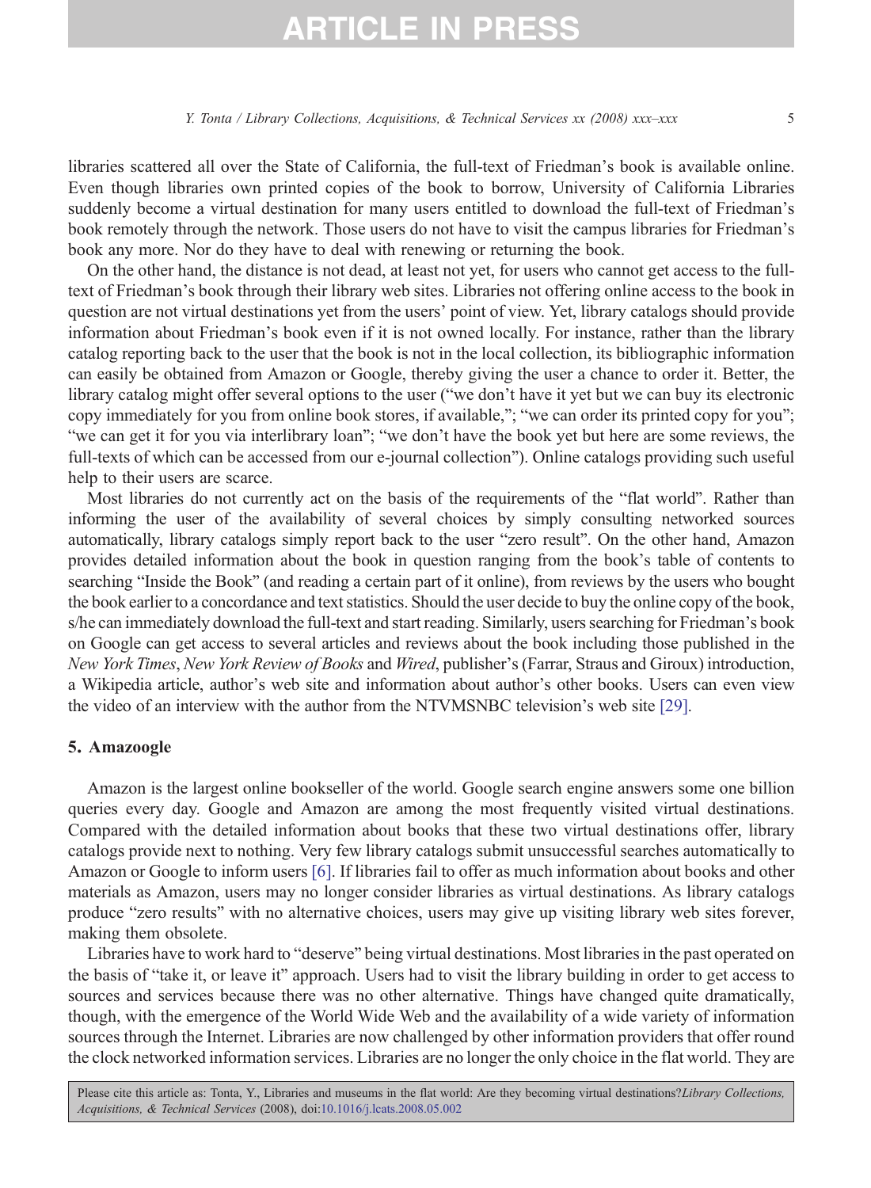libraries scattered all over the State of California, the full-text of Friedman's book is available online. Even though libraries own printed copies of the book to borrow, University of California Libraries suddenly become a virtual destination for many users entitled to download the full-text of Friedman's book remotely through the network. Those users do not have to visit the campus libraries for Friedman's book any more. Nor do they have to deal with renewing or returning the book.

On the other hand, the distance is not dead, at least not yet, for users who cannot get access to the full-text of Friedman's book through their library web sites. Libraries not offering online access to the book in question are not virtual destinations yet from the users' point of view. Yet, library catalogs should provide information about Friedman's book even if it is not owned locally. For instance, rather than the library catalog reporting back to the user that the book is not in the local collection, its bibliographic information can easily be obtained from Amazon or Google, thereby giving the user a chance to order it. Better, the library catalog might offer several options to the user ("we don't have it yet but we can buy its electronic copy immediately for you from online book stores, if available,"; "we can order its printed copy for you"; "we can get it for you via interlibrary loan"; "we don't have the book yet but here are some reviews, the full-texts of which can be accessed from our e-journal collection"). Online catalogs providing such useful help to their users are scarce.

Most libraries do not currently act on the basis of the requirements of the "flat world". Rather than informing the user of the availability of several choices by simply consulting networked sources automatically, library catalogs simply report back to the user "zero result". On the other hand, Amazon provides detailed information about the book in question ranging from the book's table of contents to searching "Inside the Book" (and reading a certain part of it online), from reviews by the users who bought the book earlier to a concordance and text statistics. Should the user decide to buy the online copy of the book, s/he can immediately download the full-text and start reading. Similarly, users searching for Friedman's book on Google can get access to several articles and reviews about the book including those published in the *New York Times*, *New York Review of Books* and *Wired*, publisher's (Farrar, Straus and Giroux) introduction, a Wikipedia article, author's web site and information about author's other books. Users can even view the video of an interview with the author from the NTVMSNBC television's web site [29].

## 5. Amazoogle

Amazon is the largest online bookseller of the world. Google search engine answers some one billion queries every day. Google and Amazon are among the most frequently visited virtual destinations. Compared with the detailed information about books that these two virtual destinations offer, library catalogs provide next to nothing. Very few library catalogs submit unsuccessful searches automatically to Amazon or Google to inform users [6]. If libraries fail to offer as much information about books and other materials as Amazon, users may no longer consider libraries as virtual destinations. As library catalogs produce "zero results" with no alternative choices, users may give up visiting library web sites forever, making them obsolete.

Libraries have to work hard to "deserve" being virtual destinations. Most libraries in the past operated on the basis of "take it, or leave it" approach. Users had to visit the library building in order to get access to sources and services because there was no other alternative. Things have changed quite dramatically, though, with the emergence of the World Wide Web and the availability of a wide variety of information sources through the Internet. Libraries are now challenged by other information providers that offer round the clock networked information services. Libraries are no longer the only choice in the flat world. They are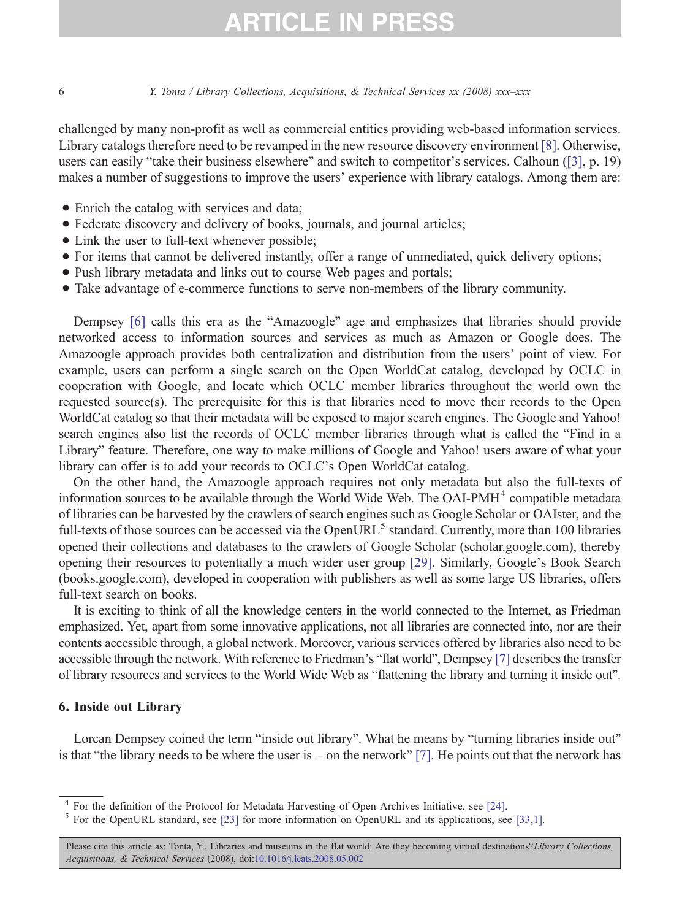challenged by many non-profit as well as commercial entities providing web-based information services. Library catalogs therefore need to be revamped in the new resource discovery environment [8]. Otherwise, users can easily "take their business elsewhere" and switch to competitor's services. Calhoun ([3], p. 19) makes a number of suggestions to improve the users' experience with library catalogs. Among them are:

- Enrich the catalog with services and data;
- Federate discovery and delivery of books, journals, and journal articles;
- Link the user to full-text whenever possible;
- For items that cannot be delivered instantly, offer a range of unmediated, quick delivery options;
- Push library metadata and links out to course Web pages and portals;
- Take advantage of e-commerce functions to serve non-members of the library community.

Dempsey [6] calls this era as the "Amazoogle" age and emphasizes that libraries should provide networked access to information sources and services as much as Amazon or Google does. The Amazoogle approach provides both centralization and distribution from the users' point of view. For example, users can perform a single search on the Open WorldCat catalog, developed by OCLC in cooperation with Google, and locate which OCLC member libraries throughout the world own the requested source(s). The prerequisite for this is that libraries need to move their records to the Open WorldCat catalog so that their metadata will be exposed to major search engines. The Google and Yahoo! search engines also list the records of OCLC member libraries through what is called the "Find in a Library" feature. Therefore, one way to make millions of Google and Yahoo! users aware of what your library can offer is to add your records to OCLC's Open WorldCat catalog.

On the other hand, the Amazoogle approach requires not only metadata but also the full-texts of information sources to be available through the World Wide Web. The OAI-PMH[4] compatible metadata of libraries can be harvested by the crawlers of search engines such as Google Scholar or OAIster, and the full-texts of those sources can be accessed via the OpenURL[5] standard. Currently, more than 100 libraries opened their collections and databases to the crawlers of Google Scholar (scholar.google.com), thereby opening their resources to potentially a much wider user group [29]. Similarly, Google's Book Search (books.google.com), developed in cooperation with publishers as well as some large US libraries, offers full-text search on books.

It is exciting to think of all the knowledge centers in the world connected to the Internet, as Friedman emphasized. Yet, apart from some innovative applications, not all libraries are connected into, nor are their contents accessible through, a global network. Moreover, various services offered by libraries also need to be accessible through the network. With reference to Friedman's "flat world", Dempsey [7] describes the transfer of library resources and services to the World Wide Web as "flattening the library and turning it inside out".

## 6. Inside out Library

Lorcan Dempsey coined the term "inside out library". What he means by "turning libraries inside out" is that "the library needs to be where the user is – on the network" [7]. He points out that the network has

---

[4] For the definition of the Protocol for Metadata Harvesting of Open Archives Initiative, see [24].

[5] For the OpenURL standard, see [23] for more information on OpenURL and its applications, see [33,1].

Please cite this article as: Tonta, Y., Libraries and museums in the flat world: Are they becoming virtual destinations? *Library Collections, Acquisitions, & Technical Services* (2008), doi:10.1016/j.lcats.2008.05.002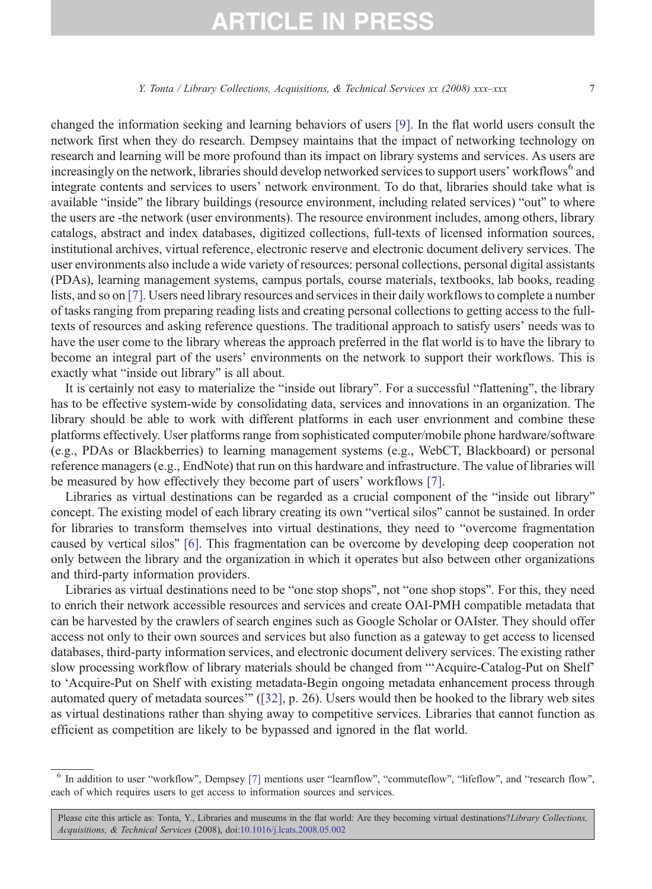changed the information seeking and learning behaviors of users [9]. In the flat world users consult the network first when they do research. Dempsey maintains that the impact of networking technology on research and learning will be more profound than its impact on library systems and services. As users are increasingly on the network, libraries should develop networked services to support users' workflows[6] and integrate contents and services to users' network environment. To do that, libraries should take what is available "inside" the library buildings (resource environment, including related services) "out" to where the users are -the network (user environments). The resource environment includes, among others, library catalogs, abstract and index databases, digitized collections, full-texts of licensed information sources, institutional archives, virtual reference, electronic reserve and electronic document delivery services. The user environments also include a wide variety of resources: personal collections, personal digital assistants (PDAs), learning management systems, campus portals, course materials, textbooks, lab books, reading lists, and so on [7]. Users need library resources and services in their daily workflows to complete a number of tasks ranging from preparing reading lists and creating personal collections to getting access to the full-texts of resources and asking reference questions. The traditional approach to satisfy users' needs was to have the user come to the library whereas the approach preferred in the flat world is to have the library to become an integral part of the users' environments on the network to support their workflows. This is exactly what "inside out library" is all about.

It is certainly not easy to materialize the "inside out library". For a successful "flattening", the library has to be effective system-wide by consolidating data, services and innovations in an organization. The library should be able to work with different platforms in each user envrionment and combine these platforms effectively. User platforms range from sophisticated computer/mobile phone hardware/software (e.g., PDAs or Blackberries) to learning management systems (e.g., WebCT, Blackboard) or personal reference managers (e.g., EndNote) that run on this hardware and infrastructure. The value of libraries will be measured by how effectively they become part of users' workflows [7].

Libraries as virtual destinations can be regarded as a crucial component of the "inside out library" concept. The existing model of each library creating its own "vertical silos" cannot be sustained. In order for libraries to transform themselves into virtual destinations, they need to "overcome fragmentation caused by vertical silos" [6]. This fragmentation can be overcome by developing deep cooperation not only between the library and the organization in which it operates but also between other organizations and third-party information providers.

Libraries as virtual destinations need to be "one stop shops", not "one shop stops". For this, they need to enrich their network accessible resources and services and create OAI-PMH compatible metadata that can be harvested by the crawlers of search engines such as Google Scholar or OAIster. They should offer access not only to their own sources and services but also function as a gateway to get access to licensed databases, third-party information services, and electronic document delivery services. The existing rather slow processing workflow of library materials should be changed from "'Acquire-Catalog-Put on Shelf' to 'Acquire-Put on Shelf with existing metadata-Begin ongoing metadata enhancement process through automated query of metadata sources'" ([32], p. 26). Users would then be hooked to the library web sites as virtual destinations rather than shying away to competitive services. Libraries that cannot function as efficient as competition are likely to be bypassed and ignored in the flat world.

---

[6] In addition to user "workflow", Dempsey [7] mentions user "learnflow", "commuteflow", "lifeflow", and "research flow", each of which requires users to get access to information sources and services.

Please cite this article as: Tonta, Y., Libraries and museums in the flat world: Are they becoming virtual destinations? *Library Collections, Acquisitions, & Technical Services* (2008), doi:10.1016/j.lcats.2008.05.002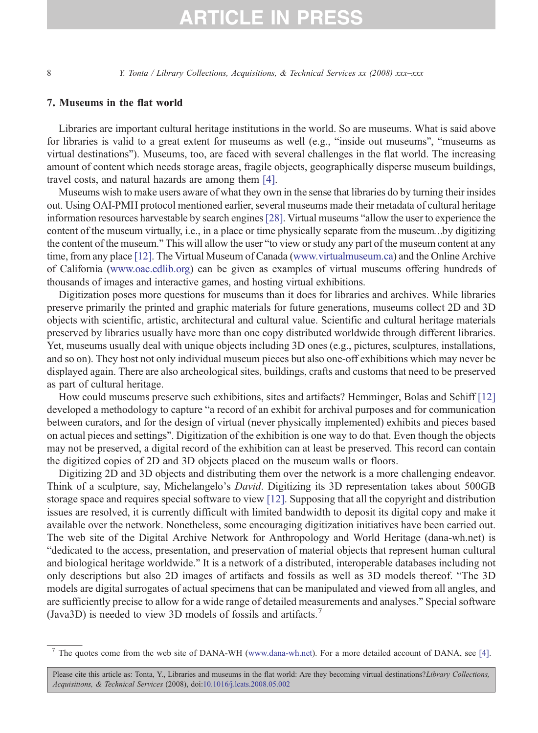## 7. Museums in the flat world

Libraries are important cultural heritage institutions in the world. So are museums. What is said above for libraries is valid to a great extent for museums as well (e.g., "inside out museums", "museums as virtual destinations"). Museums, too, are faced with several challenges in the flat world. The increasing amount of content which needs storage areas, fragile objects, geographically disperse museum buildings, travel costs, and natural hazards are among them [4].

Museums wish to make users aware of what they own in the sense that libraries do by turning their insides out. Using OAI-PMH protocol mentioned earlier, several museums made their metadata of cultural heritage information resources harvestable by search engines [28]. Virtual museums "allow the user to experience the content of the museum virtually, i.e., in a place or time physically separate from the museum…by digitizing the content of the museum." This will allow the user "to view or study any part of the museum content at any time, from any place [12]. The Virtual Museum of Canada (www.virtualmuseum.ca) and the Online Archive of California (www.oac.cdlib.org) can be given as examples of virtual museums offering hundreds of thousands of images and interactive games, and hosting virtual exhibitions.

Digitization poses more questions for museums than it does for libraries and archives. While libraries preserve primarily the printed and graphic materials for future generations, museums collect 2D and 3D objects with scientific, artistic, architectural and cultural value. Scientific and cultural heritage materials preserved by libraries usually have more than one copy distributed worldwide through different libraries. Yet, museums usually deal with unique objects including 3D ones (e.g., pictures, sculptures, installations, and so on). They host not only individual museum pieces but also one-off exhibitions which may never be displayed again. There are also archeological sites, buildings, crafts and customs that need to be preserved as part of cultural heritage.

How could museums preserve such exhibitions, sites and artifacts? Hemminger, Bolas and Schiff [12] developed a methodology to capture "a record of an exhibit for archival purposes and for communication between curators, and for the design of virtual (never physically implemented) exhibits and pieces based on actual pieces and settings". Digitization of the exhibition is one way to do that. Even though the objects may not be preserved, a digital record of the exhibition can at least be preserved. This record can contain the digitized copies of 2D and 3D objects placed on the museum walls or floors.

Digitizing 2D and 3D objects and distributing them over the network is a more challenging endeavor. Think of a sculpture, say, Michelangelo's *David*. Digitizing its 3D representation takes about 500GB storage space and requires special software to view [12]. Supposing that all the copyright and distribution issues are resolved, it is currently difficult with limited bandwidth to deposit its digital copy and make it available over the network. Nonetheless, some encouraging digitization initiatives have been carried out. The web site of the Digital Archive Network for Anthropology and World Heritage (dana-wh.net) is "dedicated to the access, presentation, and preservation of material objects that represent human cultural and biological heritage worldwide." It is a network of a distributed, interoperable databases including not only descriptions but also 2D images of artifacts and fossils as well as 3D models thereof. "The 3D models are digital surrogates of actual specimens that can be manipulated and viewed from all angles, and are sufficiently precise to allow for a wide range of detailed measurements and analyses." Special software (Java3D) is needed to view 3D models of fossils and artifacts.[7]

[7] The quotes come from the web site of DANA-WH (www.dana-wh.net). For a more detailed account of DANA, see [4].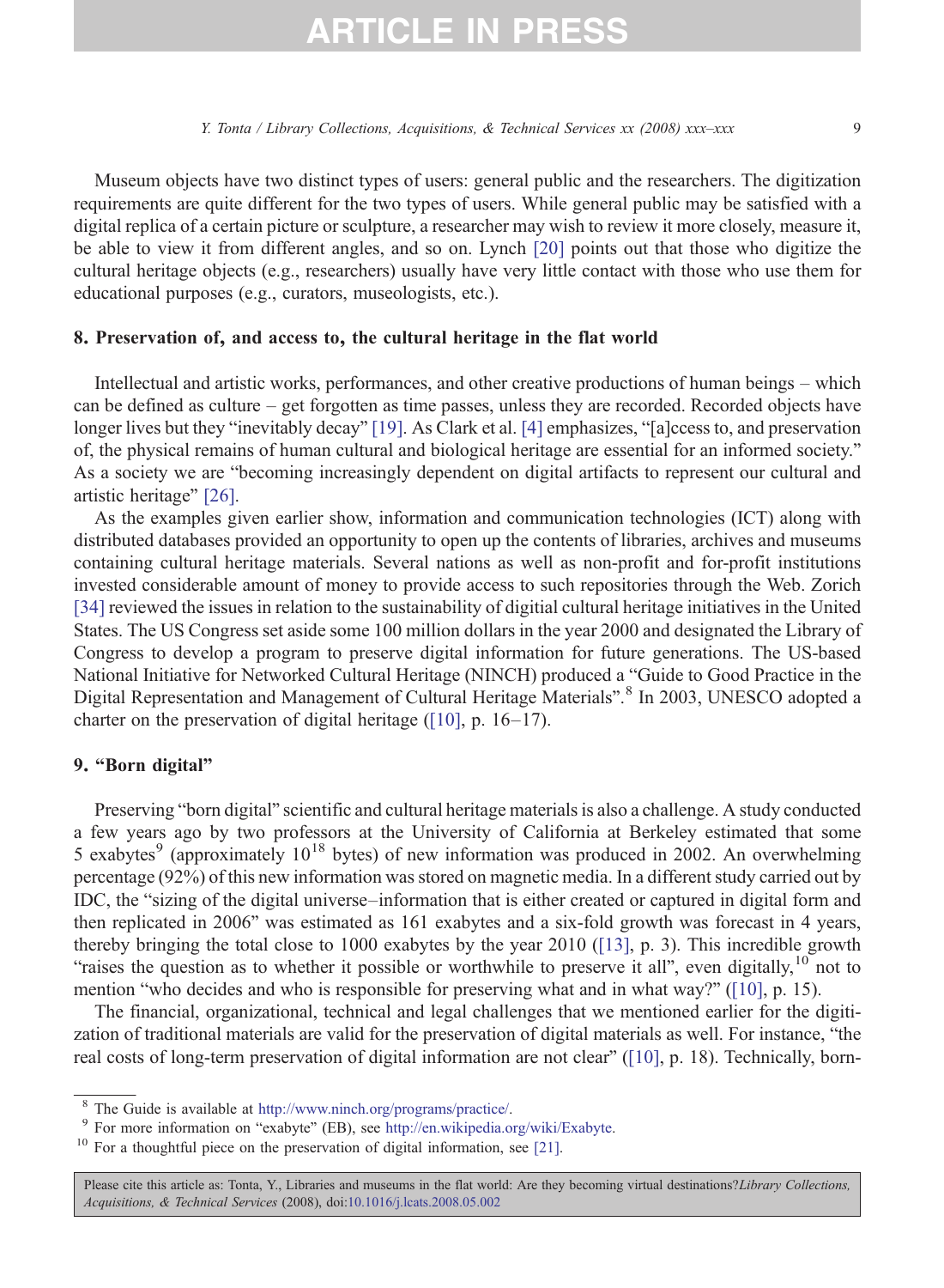Museum objects have two distinct types of users: general public and the researchers. The digitization requirements are quite different for the two types of users. While general public may be satisfied with a digital replica of a certain picture or sculpture, a researcher may wish to review it more closely, measure it, be able to view it from different angles, and so on. Lynch [20] points out that those who digitize the cultural heritage objects (e.g., researchers) usually have very little contact with those who use them for educational purposes (e.g., curators, museologists, etc.).

## 8. Preservation of, and access to, the cultural heritage in the flat world

Intellectual and artistic works, performances, and other creative productions of human beings – which can be defined as culture – get forgotten as time passes, unless they are recorded. Recorded objects have longer lives but they "inevitably decay" [19]. As Clark et al. [4] emphasizes, "[a]ccess to, and preservation of, the physical remains of human cultural and biological heritage are essential for an informed society." As a society we are "becoming increasingly dependent on digital artifacts to represent our cultural and artistic heritage" [26].

As the examples given earlier show, information and communication technologies (ICT) along with distributed databases provided an opportunity to open up the contents of libraries, archives and museums containing cultural heritage materials. Several nations as well as non-profit and for-profit institutions invested considerable amount of money to provide access to such repositories through the Web. Zorich [34] reviewed the issues in relation to the sustainability of digitial cultural heritage initiatives in the United States. The US Congress set aside some 100 million dollars in the year 2000 and designated the Library of Congress to develop a program to preserve digital information for future generations. The US-based National Initiative for Networked Cultural Heritage (NINCH) produced a "Guide to Good Practice in the Digital Representation and Management of Cultural Heritage Materials".[8] In 2003, UNESCO adopted a charter on the preservation of digital heritage ([10], p. 16–17).

## 9. "Born digital"

Preserving "born digital" scientific and cultural heritage materials is also a challenge. A study conducted a few years ago by two professors at the University of California at Berkeley estimated that some 5 exabytes[9] (approximately $10^{18}$ bytes) of new information was produced in 2002. An overwhelming percentage (92%) of this new information was stored on magnetic media. In a different study carried out by IDC, the "sizing of the digital universe–information that is either created or captured in digital form and then replicated in 2006" was estimated as 161 exabytes and a six-fold growth was forecast in 4 years, thereby bringing the total close to 1000 exabytes by the year 2010 ([13], p. 3). This incredible growth "raises the question as to whether it possible or worthwhile to preserve it all", even digitally,[10] not to mention "who decides and who is responsible for preserving what and in what way?" ([10], p. 15).

The financial, organizational, technical and legal challenges that we mentioned earlier for the digitization of traditional materials are valid for the preservation of digital materials as well. For instance, "the real costs of long-term preservation of digital information are not clear" ([10], p. 18). Technically, born-

[8] The Guide is available at http://www.ninch.org/programs/practice/.

[9] For more information on "exabyte" (EB), see http://en.wikipedia.org/wiki/Exabyte.

[10] For a thoughtful piece on the preservation of digital information, see [21].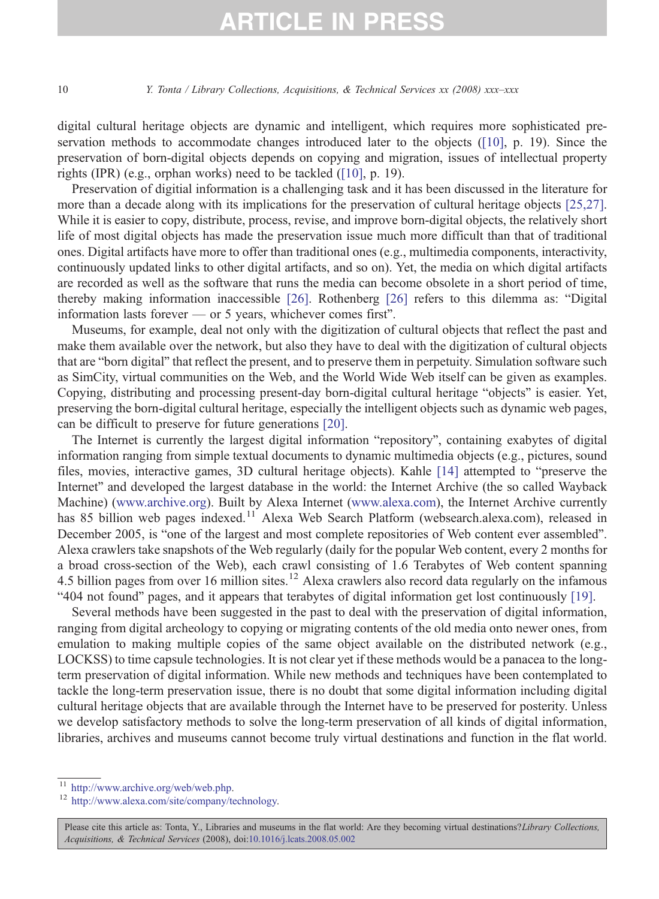digital cultural heritage objects are dynamic and intelligent, which requires more sophisticated preservation methods to accommodate changes introduced later to the objects ([10], p. 19). Since the preservation of born-digital objects depends on copying and migration, issues of intellectual property rights (IPR) (e.g., orphan works) need to be tackled ([10], p. 19).

Preservation of digitial information is a challenging task and it has been discussed in the literature for more than a decade along with its implications for the preservation of cultural heritage objects [25,27]. While it is easier to copy, distribute, process, revise, and improve born-digital objects, the relatively short life of most digital objects has made the preservation issue much more difficult than that of traditional ones. Digital artifacts have more to offer than traditional ones (e.g., multimedia components, interactivity, continuously updated links to other digital artifacts, and so on). Yet, the media on which digital artifacts are recorded as well as the software that runs the media can become obsolete in a short period of time, thereby making information inaccessible [26]. Rothenberg [26] refers to this dilemma as: "Digital information lasts forever — or 5 years, whichever comes first".

Museums, for example, deal not only with the digitization of cultural objects that reflect the past and make them available over the network, but also they have to deal with the digitization of cultural objects that are "born digital" that reflect the present, and to preserve them in perpetuity. Simulation software such as SimCity, virtual communities on the Web, and the World Wide Web itself can be given as examples. Copying, distributing and processing present-day born-digital cultural heritage "objects" is easier. Yet, preserving the born-digital cultural heritage, especially the intelligent objects such as dynamic web pages, can be difficult to preserve for future generations [20].

The Internet is currently the largest digital information "repository", containing exabytes of digital information ranging from simple textual documents to dynamic multimedia objects (e.g., pictures, sound files, movies, interactive games, 3D cultural heritage objects). Kahle [14] attempted to "preserve the Internet" and developed the largest database in the world: the Internet Archive (the so called Wayback Machine) (www.archive.org). Built by Alexa Internet (www.alexa.com), the Internet Archive currently has 85 billion web pages indexed.[11] Alexa Web Search Platform (websearch.alexa.com), released in December 2005, is "one of the largest and most complete repositories of Web content ever assembled". Alexa crawlers take snapshots of the Web regularly (daily for the popular Web content, every 2 months for a broad cross-section of the Web), each crawl consisting of 1.6 Terabytes of Web content spanning 4.5 billion pages from over 16 million sites.[12] Alexa crawlers also record data regularly on the infamous "404 not found" pages, and it appears that terabytes of digital information get lost continuously [19].

Several methods have been suggested in the past to deal with the preservation of digital information, ranging from digital archeology to copying or migrating contents of the old media onto newer ones, from emulation to making multiple copies of the same object available on the distributed network (e.g., LOCKSS) to time capsule technologies. It is not clear yet if these methods would be a panacea to the long-term preservation of digital information. While new methods and techniques have been contemplated to tackle the long-term preservation issue, there is no doubt that some digital information including digital cultural heritage objects that are available through the Internet have to be preserved for posterity. Unless we develop satisfactory methods to solve the long-term preservation of all kinds of digital information, libraries, archives and museums cannot become truly virtual destinations and function in the flat world.

[11] http://www.archive.org/web/web.php.

[12] http://www.alexa.com/site/company/technology.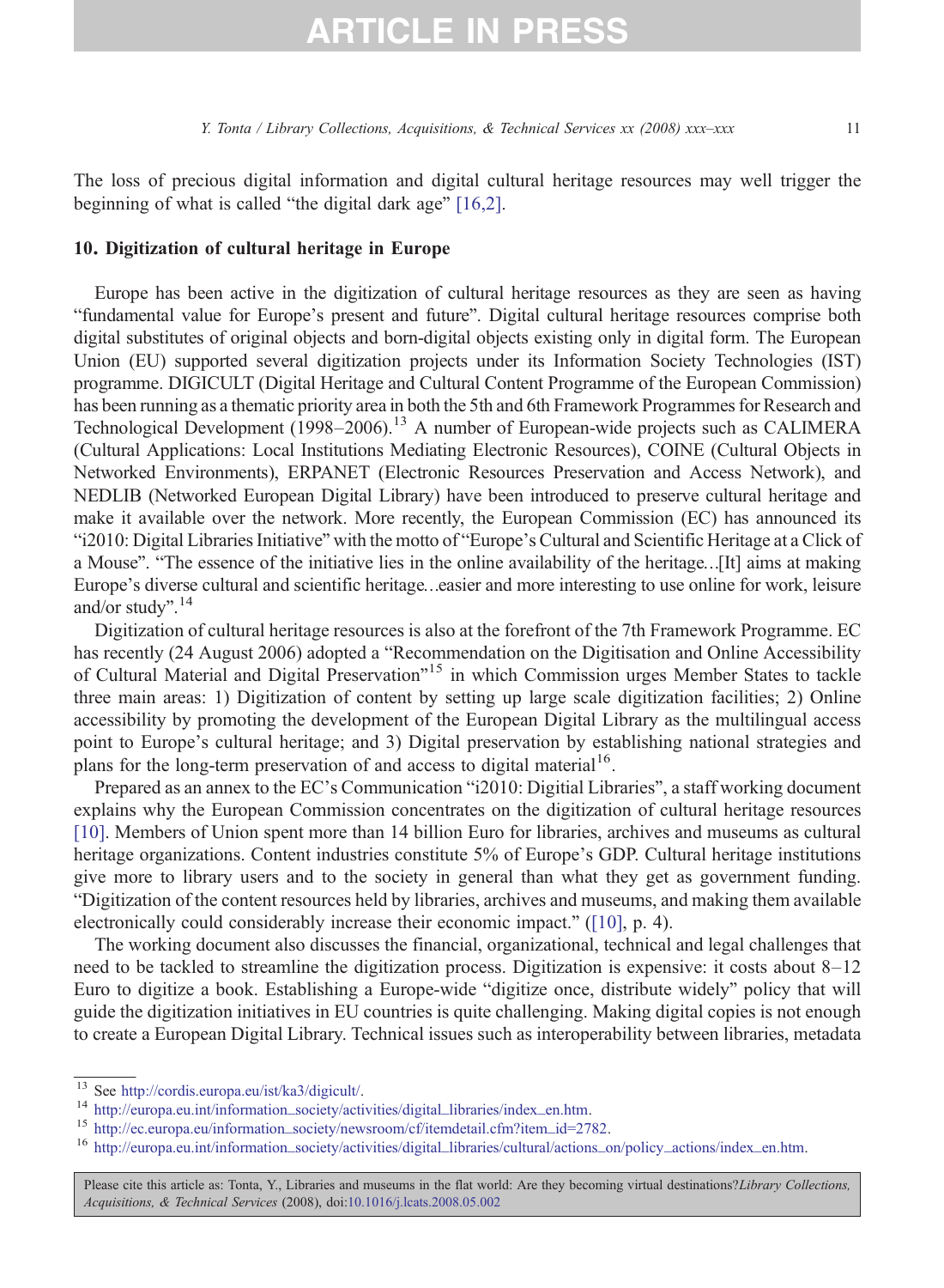The loss of precious digital information and digital cultural heritage resources may well trigger the beginning of what is called "the digital dark age" [16,2].

## 10. Digitization of cultural heritage in Europe

Europe has been active in the digitization of cultural heritage resources as they are seen as having "fundamental value for Europe's present and future". Digital cultural heritage resources comprise both digital substitutes of original objects and born-digital objects existing only in digital form. The European Union (EU) supported several digitization projects under its Information Society Technologies (IST) programme. DIGICULT (Digital Heritage and Cultural Content Programme of the European Commission) has been running as a thematic priority area in both the 5th and 6th Framework Programmes for Research and Technological Development (1998–2006).[13] A number of European-wide projects such as CALIMERA (Cultural Applications: Local Institutions Mediating Electronic Resources), COINE (Cultural Objects in Networked Environments), ERPANET (Electronic Resources Preservation and Access Network), and NEDLIB (Networked European Digital Library) have been introduced to preserve cultural heritage and make it available over the network. More recently, the European Commission (EC) has announced its "i2010: Digital Libraries Initiative" with the motto of "Europe's Cultural and Scientific Heritage at a Click of a Mouse". "The essence of the initiative lies in the online availability of the heritage…[It] aims at making Europe's diverse cultural and scientific heritage…easier and more interesting to use online for work, leisure and/or study".[14]

Digitization of cultural heritage resources is also at the forefront of the 7th Framework Programme. EC has recently (24 August 2006) adopted a "Recommendation on the Digitisation and Online Accessibility of Cultural Material and Digital Preservation"[15] in which Commission urges Member States to tackle three main areas: 1) Digitization of content by setting up large scale digitization facilities; 2) Online accessibility by promoting the development of the European Digital Library as the multilingual access point to Europe's cultural heritage; and 3) Digital preservation by establishing national strategies and plans for the long-term preservation of and access to digital material[16].

Prepared as an annex to the EC's Communication "i2010: Digitial Libraries", a staff working document explains why the European Commission concentrates on the digitization of cultural heritage resources [10]. Members of Union spent more than 14 billion Euro for libraries, archives and museums as cultural heritage organizations. Content industries constitute 5% of Europe's GDP. Cultural heritage institutions give more to library users and to the society in general than what they get as government funding. "Digitization of the content resources held by libraries, archives and museums, and making them available electronically could considerably increase their economic impact." ([10], p. 4).

The working document also discusses the financial, organizational, technical and legal challenges that need to be tackled to streamline the digitization process. Digitization is expensive: it costs about 8–12 Euro to digitize a book. Establishing a Europe-wide "digitize once, distribute widely" policy that will guide the digitization initiatives in EU countries is quite challenging. Making digital copies is not enough to create a European Digital Library. Technical issues such as interoperability between libraries, metadata

[13] See http://cordis.europa.eu/ist/ka3/digicult/.

[14] http://europa.eu.int/information_society/activities/digital_libraries/index_en.htm.

[15] http://ec.europa.eu/information_society/newsroom/cf/itemdetail.cfm?item_id=2782.

[16] http://europa.eu.int/information_society/activities/digital_libraries/cultural/actions_on/policy_actions/index_en.htm.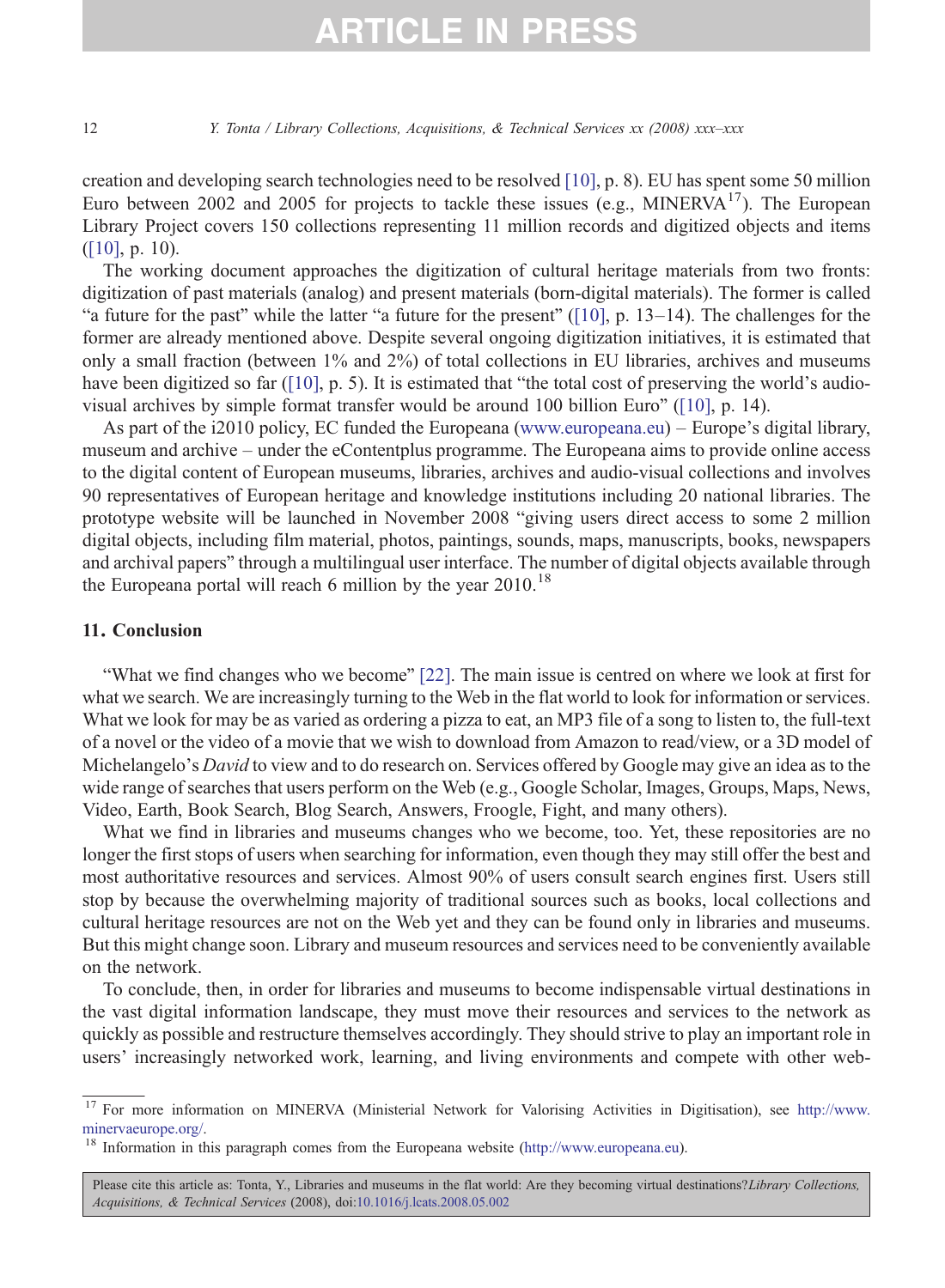creation and developing search technologies need to be resolved [10], p. 8). EU has spent some 50 million Euro between 2002 and 2005 for projects to tackle these issues (e.g., MINERVA[17]). The European Library Project covers 150 collections representing 11 million records and digitized objects and items ([10], p. 10).

The working document approaches the digitization of cultural heritage materials from two fronts: digitization of past materials (analog) and present materials (born-digital materials). The former is called "a future for the past" while the latter "a future for the present" ([10], p. 13–14). The challenges for the former are already mentioned above. Despite several ongoing digitization initiatives, it is estimated that only a small fraction (between 1% and 2%) of total collections in EU libraries, archives and museums have been digitized so far ([10], p. 5). It is estimated that "the total cost of preserving the world's audio-visual archives by simple format transfer would be around 100 billion Euro" ([10], p. 14).

As part of the i2010 policy, EC funded the Europeana (www.europeana.eu) – Europe's digital library, museum and archive – under the eContentplus programme. The Europeana aims to provide online access to the digital content of European museums, libraries, archives and audio-visual collections and involves 90 representatives of European heritage and knowledge institutions including 20 national libraries. The prototype website will be launched in November 2008 "giving users direct access to some 2 million digital objects, including film material, photos, paintings, sounds, maps, manuscripts, books, newspapers and archival papers" through a multilingual user interface. The number of digital objects available through the Europeana portal will reach 6 million by the year 2010.[18]

## 11. Conclusion

"What we find changes who we become" [22]. The main issue is centred on where we look at first for what we search. We are increasingly turning to the Web in the flat world to look for information or services. What we look for may be as varied as ordering a pizza to eat, an MP3 file of a song to listen to, the full-text of a novel or the video of a movie that we wish to download from Amazon to read/view, or a 3D model of Michelangelo's *David* to view and to do research on. Services offered by Google may give an idea as to the wide range of searches that users perform on the Web (e.g., Google Scholar, Images, Groups, Maps, News, Video, Earth, Book Search, Blog Search, Answers, Froogle, Fight, and many others).

What we find in libraries and museums changes who we become, too. Yet, these repositories are no longer the first stops of users when searching for information, even though they may still offer the best and most authoritative resources and services. Almost 90% of users consult search engines first. Users still stop by because the overwhelming majority of traditional sources such as books, local collections and cultural heritage resources are not on the Web yet and they can be found only in libraries and museums. But this might change soon. Library and museum resources and services need to be conveniently available on the network.

To conclude, then, in order for libraries and museums to become indispensable virtual destinations in the vast digital information landscape, they must move their resources and services to the network as quickly as possible and restructure themselves accordingly. They should strive to play an important role in users' increasingly networked work, learning, and living environments and compete with other web-

[17] For more information on MINERVA (Ministerial Network for Valorising Activities in Digitisation), see http://www.minervaeurope.org/.

[18] Information in this paragraph comes from the Europeana website (http://www.europeana.eu).

Please cite this article as: Tonta, Y., Libraries and museums in the flat world: Are they becoming virtual destinations? *Library Collections, Acquisitions, & Technical Services* (2008), doi:10.1016/j.lcats.2008.05.002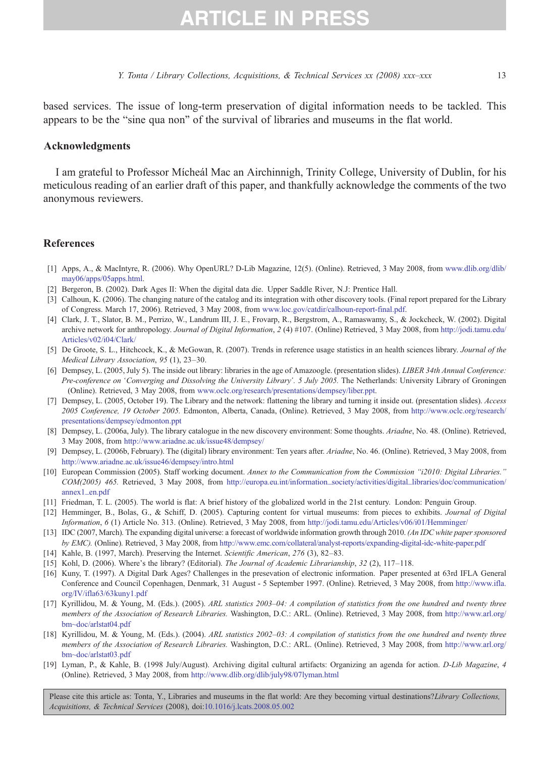based services. The issue of long-term preservation of digital information needs to be tackled. This appears to be the "sine qua non" of the survival of libraries and museums in the flat world.

## Acknowledgments

I am grateful to Professor Mícheál Mac an Airchinnigh, Trinity College, University of Dublin, for his meticulous reading of an earlier draft of this paper, and thankfully acknowledge the comments of the two anonymous reviewers.

## References

[1] Apps, A., & MacIntyre, R. (2006). Why OpenURL? D-Lib Magazine, 12(5). (Online). Retrieved, 3 May 2008, from www.dlib.org/dlib/may06/apps/05apps.html.

[2] Bergeron, B. (2002). Dark Ages II: When the digital data die. Upper Saddle River, N.J: Prentice Hall.

[3] Calhoun, K. (2006). The changing nature of the catalog and its integration with other discovery tools. (Final report prepared for the Library of Congress. March 17, 2006). Retrieved, 3 May 2008, from www.loc.gov/catdir/calhoun-report-final.pdf.

[4] Clark, J. T., Slator, B. M., Perrizo, W., Landrum III, J. E., Frovarp, R., Bergstrom, A., Ramaswamy, S., & Jockcheck, W. (2002). Digital archive network for anthropology. *Journal of Digital Information*, *2* (4) #107. (Online) Retrieved, 3 May 2008, from http://jodi.tamu.edu/Articles/v02/i04/Clark/

[5] De Groote, S. L., Hitchcock, K., & McGowan, R. (2007). Trends in reference usage statistics in an health sciences library. *Journal of the Medical Library Association*, *95* (1), 23–30.

[6] Dempsey, L. (2005, July 5). The inside out library: libraries in the age of Amazoogle. (presentation slides). *LIBER 34th Annual Conference: Pre-conference on 'Converging and Dissolving the University Library'. 5 July 2005.* The Netherlands: University Library of Groningen (Online). Retrieved, 3 May 2008, from www.oclc.org/research/presentations/dempsey/liber.ppt.

[7] Dempsey, L. (2005, October 19). The Library and the network: flattening the library and turning it inside out. (presentation slides). *Access 2005 Conference, 19 October 2005.* Edmonton, Alberta, Canada, (Online). Retrieved, 3 May 2008, from http://www.oclc.org/research/presentations/dempsey/edmonton.ppt

[8] Dempsey, L. (2006a, July). The library catalogue in the new discovery environment: Some thoughts. *Ariadne*, No. 48. (Online). Retrieved, 3 May 2008, from http://www.ariadne.ac.uk/issue48/dempsey/

[9] Dempsey, L. (2006b, February). The (digital) library environment: Ten years after. *Ariadne*, No. 46. (Online). Retrieved, 3 May 2008, from http://www.ariadne.ac.uk/issue46/dempsey/intro.html

[10] European Commission (2005). Staff working document. *Annex to the Communication from the Commission "i2010: Digital Libraries." COM(2005) 465.* Retrieved, 3 May 2008, from http://europa.eu.int/information_society/activities/digital_libraries/doc/communication/annex1_en.pdf

[11] Friedman, T. L. (2005). The world is flat: A brief history of the globalized world in the 21st century. London: Penguin Group.

[12] Hemminger, B., Bolas, G., & Schiff, D. (2005). Capturing content for virtual museums: from pieces to exhibits. *Journal of Digital Information*, *6* (1) Article No. 313. (Online). Retrieved, 3 May 2008, from http://jodi.tamu.edu/Articles/v06/i01/Hemminger/

[13] IDC (2007, March). The expanding digital universe: a forecast of worldwide information growth through 2010. *(An IDC white paper sponsored by EMC).* (Online). Retrieved, 3 May 2008, from http://www.emc.com/collateral/analyst-reports/expanding-digital-idc-white-paper.pdf

[14] Kahle, B. (1997, March). Preserving the Internet. *Scientific American*, *276* (3), 82–83.

[15] Kohl, D. (2006). Where's the library? (Editorial). *The Journal of Academic Librarianship*, *32* (2), 117–118.

[16] Kuny, T. (1997). A Digital Dark Ages? Challenges in the presevation of electronic information. Paper presented at 63rd IFLA General Conference and Council Copenhagen, Denmark, 31 August - 5 September 1997. (Online). Retrieved, 3 May 2008, from http://www.ifla.org/IV/ifla63/63kuny1.pdf

[17] Kyrillidou, M. & Young, M. (Eds.). (2005). *ARL statistics 2003–04: A compilation of statistics from the one hundred and twenty three members of the Association of Research Libraries.* Washington, D.C.: ARL. (Online). Retrieved, 3 May 2008, from http://www.arl.org/bm~doc/arlstat04.pdf

[18] Kyrillidou, M. & Young, M. (Eds.). (2004). *ARL statistics 2002–03: A compilation of statistics from the one hundred and twenty three members of the Association of Research Libraries.* Washington, D.C.: ARL. (Online). Retrieved, 3 May 2008, from http://www.arl.org/bm~doc/arlstat03.pdf

[19] Lyman, P., & Kahle, B. (1998 July/August). Archiving digital cultural artifacts: Organizing an agenda for action. *D-Lib Magazine*, *4* (Online). Retrieved, 3 May 2008, from http://www.dlib.org/dlib/july98/07lyman.html

Please cite this article as: Tonta, Y., Libraries and museums in the flat world: Are they becoming virtual destinations?*Library Collections, Acquisitions, & Technical Services* (2008), doi:10.1016/j.lcats.2008.05.002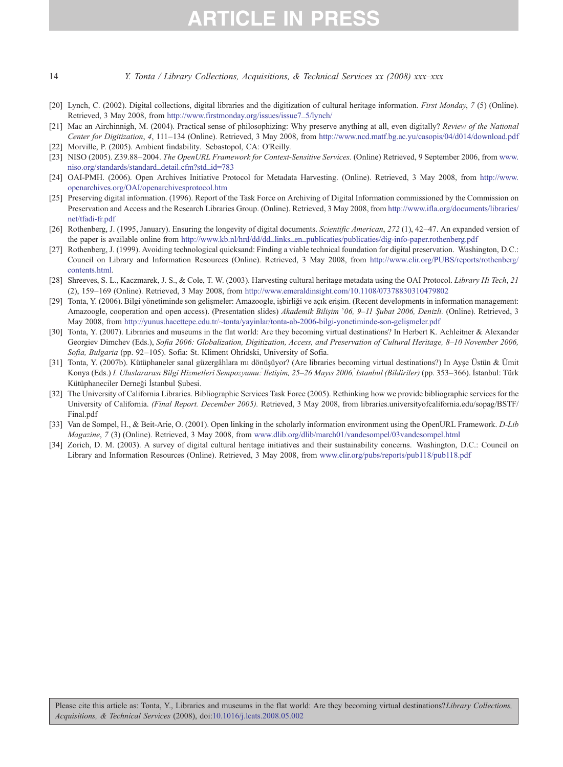[20] Lynch, C. (2002). Digital collections, digital libraries and the digitization of cultural heritage information. *First Monday*, *7* (5) (Online). Retrieved, 3 May 2008, from http://www.firstmonday.org/issues/issue7_5/lynch/

[21] Mac an Airchinnigh, M. (2004). Practical sense of philosophizing: Why preserve anything at all, even digitally? *Review of the National Center for Digitization*, *4*, 111–134 (Online). Retrieved, 3 May 2008, from http://www.ncd.matf.bg.ac.yu/casopis/04/d014/download.pdf

[22] Morville, P. (2005). Ambient findability. Sebastopol, CA: O'Reilly.

[23] NISO (2005). Z39.88–2004. *The OpenURL Framework for Context-Sensitive Services.* (Online) Retrieved, 9 September 2006, from www.niso.org/standards/standard_detail.cfm?std_id=783

[24] OAI-PMH. (2006). Open Archives Initiative Protocol for Metadata Harvesting. (Online). Retrieved, 3 May 2008, from http://www.openarchives.org/OAI/openarchivesprotocol.htm

[25] Preserving digital information. (1996). Report of the Task Force on Archiving of Digital Information commissioned by the Commission on Preservation and Access and the Research Libraries Group. (Online). Retrieved, 3 May 2008, from http://www.ifla.org/documents/libraries/net/tfadi-fr.pdf

[26] Rothenberg, J. (1995, January). Ensuring the longevity of digital documents. *Scientific American*, *272* (1), 42–47. An expanded version of the paper is available online from http://www.kb.nl/hrd/dd/dd_links_en_publicaties/publicaties/dig-info-paper.rothenberg.pdf

[27] Rothenberg, J. (1999). Avoiding technological quicksand: Finding a viable technical foundation for digital preservation. Washington, D.C.: Council on Library and Information Resources (Online). Retrieved, 3 May 2008, from http://www.clir.org/PUBS/reports/rothenberg/contents.html.

[28] Shreeves, S. L., Kaczmarek, J. S., & Cole, T. W. (2003). Harvesting cultural heritage metadata using the OAI Protocol. *Library Hi Tech*, *21* (2), 159–169 (Online). Retrieved, 3 May 2008, from http://www.emeraldinsight.com/10.1108/07378830310479802

[29] Tonta, Y. (2006). Bilgi yönetiminde son gelişmeler: Amazoogle, işbirliği ve açık erişim. (Recent developments in information management: Amazoogle, cooperation and open access). (Presentation slides) *Akademik Bilişim '06, 9–11 Şubat 2006, Denizli.* (Online). Retrieved, 3 May 2008, from http://yunus.hacettepe.edu.tr/~tonta/yayinlar/tonta-ab-2006-bilgi-yonetiminde-son-gelişmeler.pdf

[30] Tonta, Y. (2007). Libraries and museums in the flat world: Are they becoming virtual destinations? In Herbert K. Achleitner & Alexander Georgiev Dimchev (Eds.), *Sofia 2006: Globalization, Digitization, Access, and Preservation of Cultural Heritage, 8–10 November 2006, Sofia, Bulgaria* (pp. 92–105). Sofia: St. Kliment Ohridski, University of Sofia.

[31] Tonta, Y. (2007b). Kütüphaneler sanal güzergâhlara mı dönüşüyor? (Are libraries becoming virtual destinations?) In Ayşe Üstün & Ümit Konya (Eds.) *I. Uluslararası Bilgi Hizmetleri Sempozyumu: İletişim, 25–26 Mayıs 2006, İstanbul (Bildiriler)* (pp. 353–366). İstanbul: Türk Kütüphaneciler Derneği İstanbul Şubesi.

[32] The University of California Libraries. Bibliographic Services Task Force (2005). Rethinking how we provide bibliographic services for the University of California. *(Final Report. December 2005).* Retrieved, 3 May 2008, from libraries.universityofcalifornia.edu/sopag/BSTF/Final.pdf

[33] Van de Sompel, H., & Beit-Arie, O. (2001). Open linking in the scholarly information environment using the OpenURL Framework. *D-Lib Magazine*, *7* (3) (Online). Retrieved, 3 May 2008, from www.dlib.org/dlib/march01/vandesompel/03vandesompel.html

[34] Zorich, D. M. (2003). A survey of digital cultural heritage initiatives and their sustainability concerns. Washington, D.C.: Council on Library and Information Resources (Online). Retrieved, 3 May 2008, from www.clir.org/pubs/reports/pub118/pub118.pdf